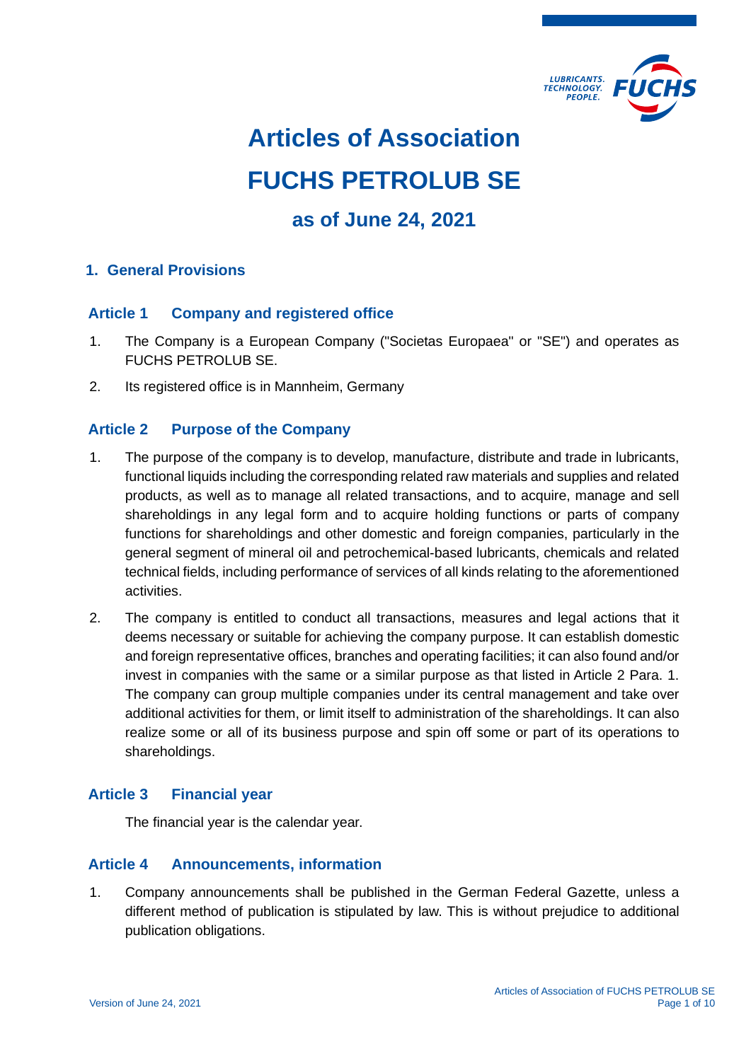# Articles of Association
# FUCHS PETROLUB SE
## as of June 24, 2021

## 1. General Provisions

### Article 1 Company and registered office

1. The Company is a European Company ("Societas Europaea" or "SE") and operates as FUCHS PETROLUB SE.
2. Its registered office is in Mannheim, Germany

### Article 2 Purpose of the Company

1. The purpose of the company is to develop, manufacture, distribute and trade in lubricants, functional liquids including the corresponding related raw materials and supplies and related products, as well as to manage all related transactions, and to acquire, manage and sell shareholdings in any legal form and to acquire holding functions or parts of company functions for shareholdings and other domestic and foreign companies, particularly in the general segment of mineral oil and petrochemical-based lubricants, chemicals and related technical fields, including performance of services of all kinds relating to the aforementioned activities.
2. The company is entitled to conduct all transactions, measures and legal actions that it deems necessary or suitable for achieving the company purpose. It can establish domestic and foreign representative offices, branches and operating facilities; it can also found and/or invest in companies with the same or a similar purpose as that listed in Article 2 Para. 1. The company can group multiple companies under its central management and take over additional activities for them, or limit itself to administration of the shareholdings. It can also realize some or all of its business purpose and spin off some or part of its operations to shareholdings.

### Article 3 Financial year

The financial year is the calendar year.

### Article 4 Announcements, information

1. Company announcements shall be published in the German Federal Gazette, unless a different method of publication is stipulated by law. This is without prejudice to additional publication obligations.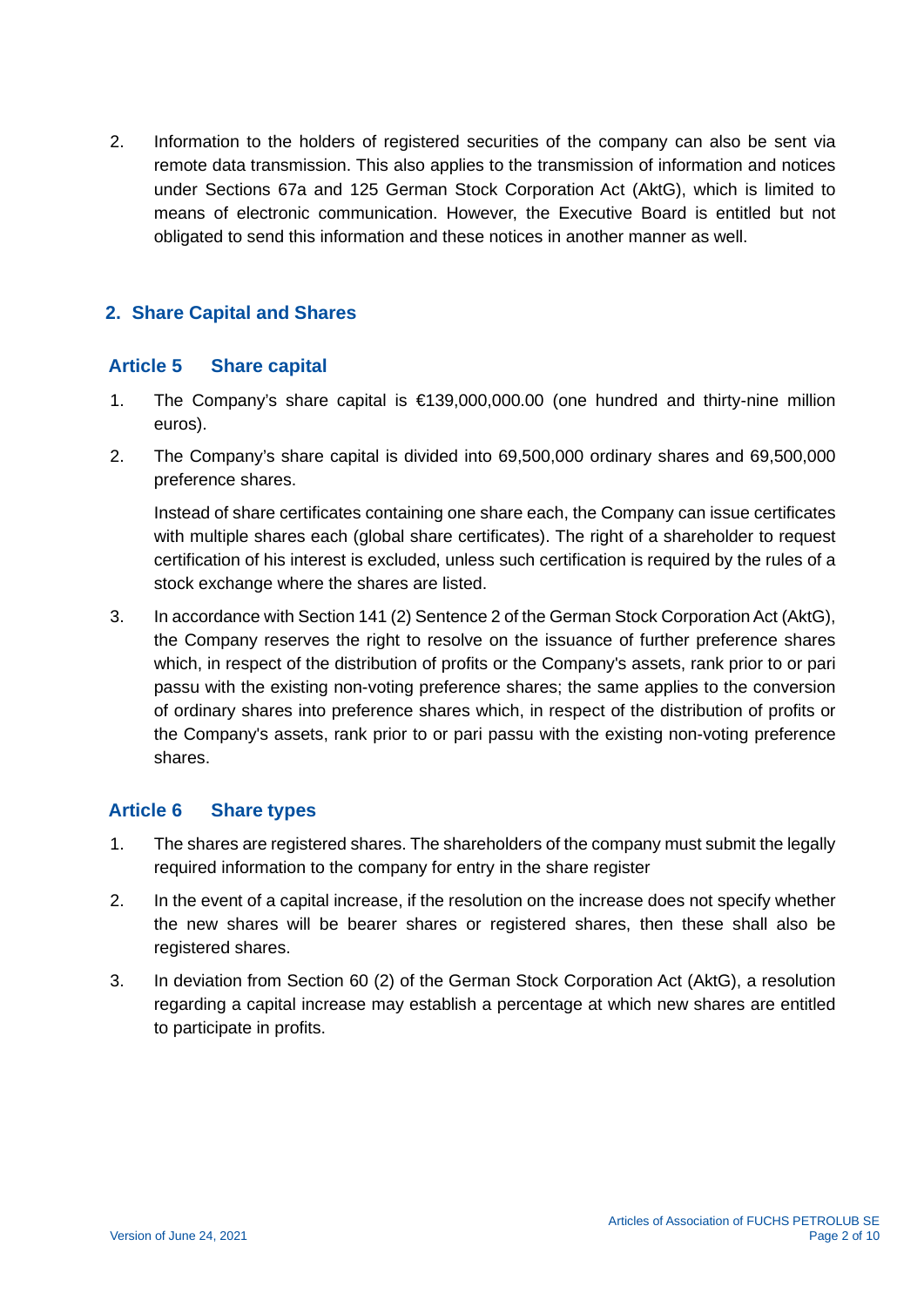2. Information to the holders of registered securities of the company can also be sent via remote data transmission. This also applies to the transmission of information and notices under Sections 67a and 125 German Stock Corporation Act (AktG), which is limited to means of electronic communication. However, the Executive Board is entitled but not obligated to send this information and these notices in another manner as well.

## 2. Share Capital and Shares

### Article 5 Share capital

1. The Company's share capital is €139,000,000.00 (one hundred and thirty-nine million euros).

2. The Company's share capital is divided into 69,500,000 ordinary shares and 69,500,000 preference shares.

   Instead of share certificates containing one share each, the Company can issue certificates with multiple shares each (global share certificates). The right of a shareholder to request certification of his interest is excluded, unless such certification is required by the rules of a stock exchange where the shares are listed.

3. In accordance with Section 141 (2) Sentence 2 of the German Stock Corporation Act (AktG), the Company reserves the right to resolve on the issuance of further preference shares which, in respect of the distribution of profits or the Company's assets, rank prior to or pari passu with the existing non-voting preference shares; the same applies to the conversion of ordinary shares into preference shares which, in respect of the distribution of profits or the Company's assets, rank prior to or pari passu with the existing non-voting preference shares.

### Article 6 Share types

1. The shares are registered shares. The shareholders of the company must submit the legally required information to the company for entry in the share register

2. In the event of a capital increase, if the resolution on the increase does not specify whether the new shares will be bearer shares or registered shares, then these shall also be registered shares.

3. In deviation from Section 60 (2) of the German Stock Corporation Act (AktG), a resolution regarding a capital increase may establish a percentage at which new shares are entitled to participate in profits.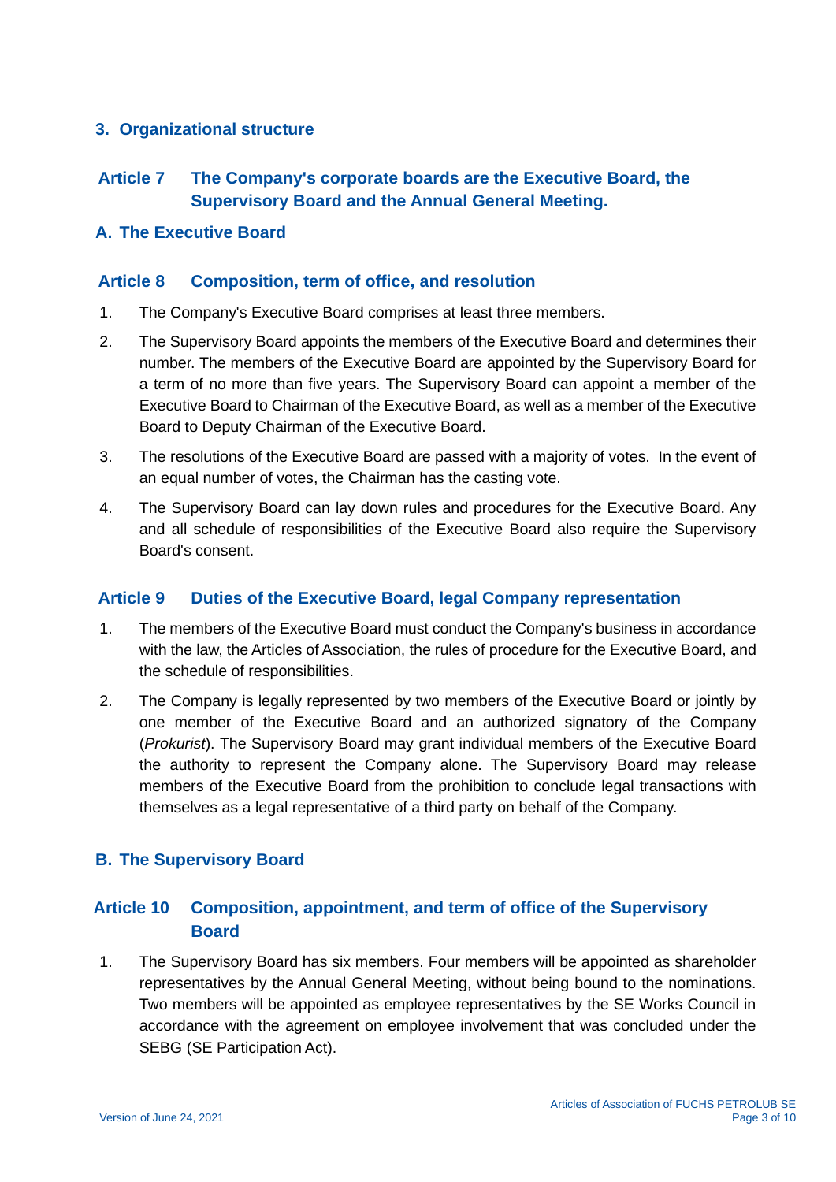## 3. Organizational structure

### Article 7 The Company's corporate boards are the Executive Board, the Supervisory Board and the Annual General Meeting.

## A. The Executive Board

### Article 8 Composition, term of office, and resolution

1. The Company's Executive Board comprises at least three members.
2. The Supervisory Board appoints the members of the Executive Board and determines their number. The members of the Executive Board are appointed by the Supervisory Board for a term of no more than five years. The Supervisory Board can appoint a member of the Executive Board to Chairman of the Executive Board, as well as a member of the Executive Board to Deputy Chairman of the Executive Board.
3. The resolutions of the Executive Board are passed with a majority of votes. In the event of an equal number of votes, the Chairman has the casting vote.
4. The Supervisory Board can lay down rules and procedures for the Executive Board. Any and all schedule of responsibilities of the Executive Board also require the Supervisory Board's consent.

### Article 9 Duties of the Executive Board, legal Company representation

1. The members of the Executive Board must conduct the Company's business in accordance with the law, the Articles of Association, the rules of procedure for the Executive Board, and the schedule of responsibilities.
2. The Company is legally represented by two members of the Executive Board or jointly by one member of the Executive Board and an authorized signatory of the Company (*Prokurist*). The Supervisory Board may grant individual members of the Executive Board the authority to represent the Company alone. The Supervisory Board may release members of the Executive Board from the prohibition to conclude legal transactions with themselves as a legal representative of a third party on behalf of the Company.

## B. The Supervisory Board

### Article 10 Composition, appointment, and term of office of the Supervisory Board

1. The Supervisory Board has six members. Four members will be appointed as shareholder representatives by the Annual General Meeting, without being bound to the nominations. Two members will be appointed as employee representatives by the SE Works Council in accordance with the agreement on employee involvement that was concluded under the SEBG (SE Participation Act).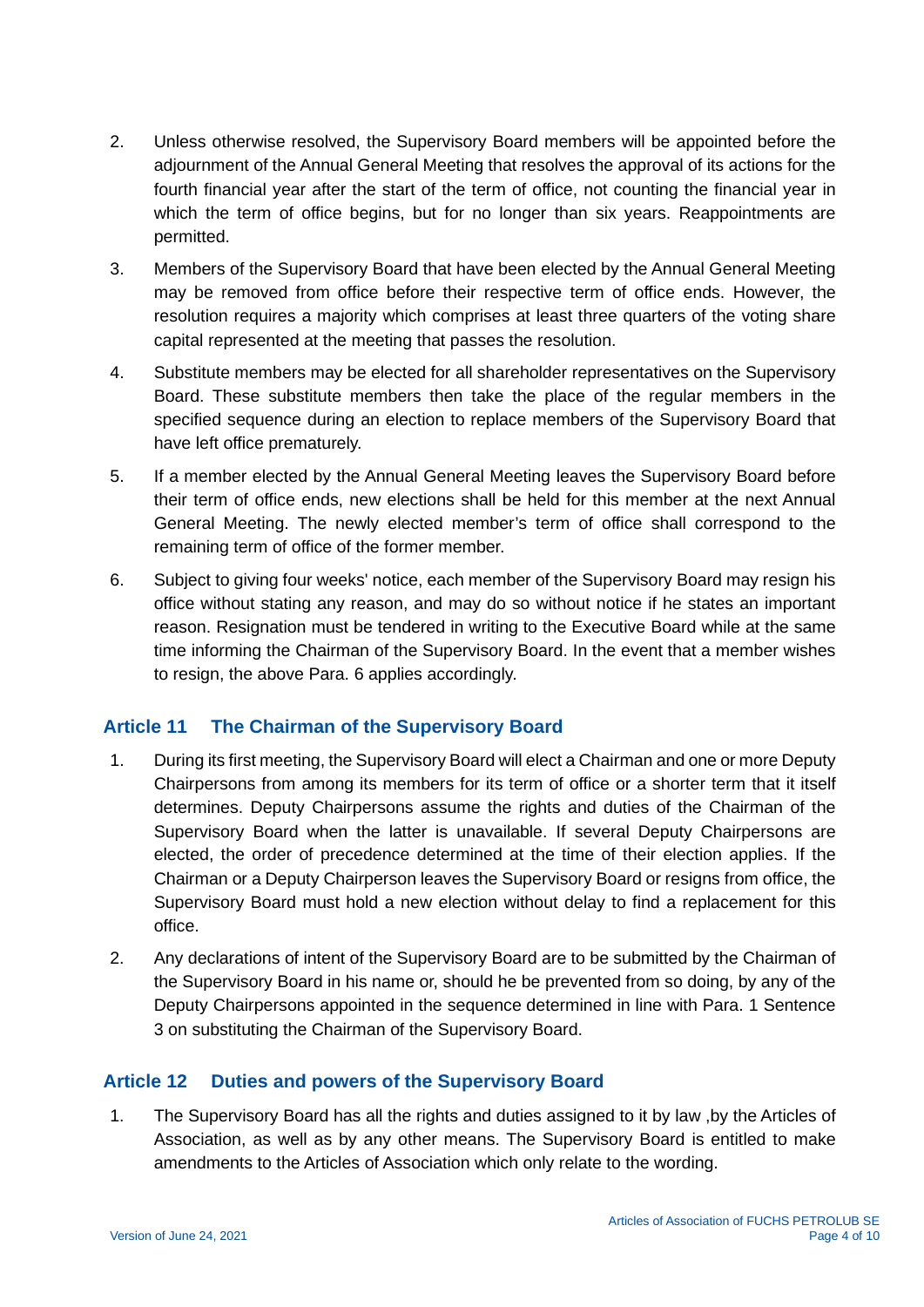2. Unless otherwise resolved, the Supervisory Board members will be appointed before the adjournment of the Annual General Meeting that resolves the approval of its actions for the fourth financial year after the start of the term of office, not counting the financial year in which the term of office begins, but for no longer than six years. Reappointments are permitted.

3. Members of the Supervisory Board that have been elected by the Annual General Meeting may be removed from office before their respective term of office ends. However, the resolution requires a majority which comprises at least three quarters of the voting share capital represented at the meeting that passes the resolution.

4. Substitute members may be elected for all shareholder representatives on the Supervisory Board. These substitute members then take the place of the regular members in the specified sequence during an election to replace members of the Supervisory Board that have left office prematurely.

5. If a member elected by the Annual General Meeting leaves the Supervisory Board before their term of office ends, new elections shall be held for this member at the next Annual General Meeting. The newly elected member's term of office shall correspond to the remaining term of office of the former member.

6. Subject to giving four weeks' notice, each member of the Supervisory Board may resign his office without stating any reason, and may do so without notice if he states an important reason. Resignation must be tendered in writing to the Executive Board while at the same time informing the Chairman of the Supervisory Board. In the event that a member wishes to resign, the above Para. 6 applies accordingly.

## Article 11 The Chairman of the Supervisory Board

1. During its first meeting, the Supervisory Board will elect a Chairman and one or more Deputy Chairpersons from among its members for its term of office or a shorter term that it itself determines. Deputy Chairpersons assume the rights and duties of the Chairman of the Supervisory Board when the latter is unavailable. If several Deputy Chairpersons are elected, the order of precedence determined at the time of their election applies. If the Chairman or a Deputy Chairperson leaves the Supervisory Board or resigns from office, the Supervisory Board must hold a new election without delay to find a replacement for this office.

2. Any declarations of intent of the Supervisory Board are to be submitted by the Chairman of the Supervisory Board in his name or, should he be prevented from so doing, by any of the Deputy Chairpersons appointed in the sequence determined in line with Para. 1 Sentence 3 on substituting the Chairman of the Supervisory Board.

## Article 12 Duties and powers of the Supervisory Board

1. The Supervisory Board has all the rights and duties assigned to it by law ,by the Articles of Association, as well as by any other means. The Supervisory Board is entitled to make amendments to the Articles of Association which only relate to the wording.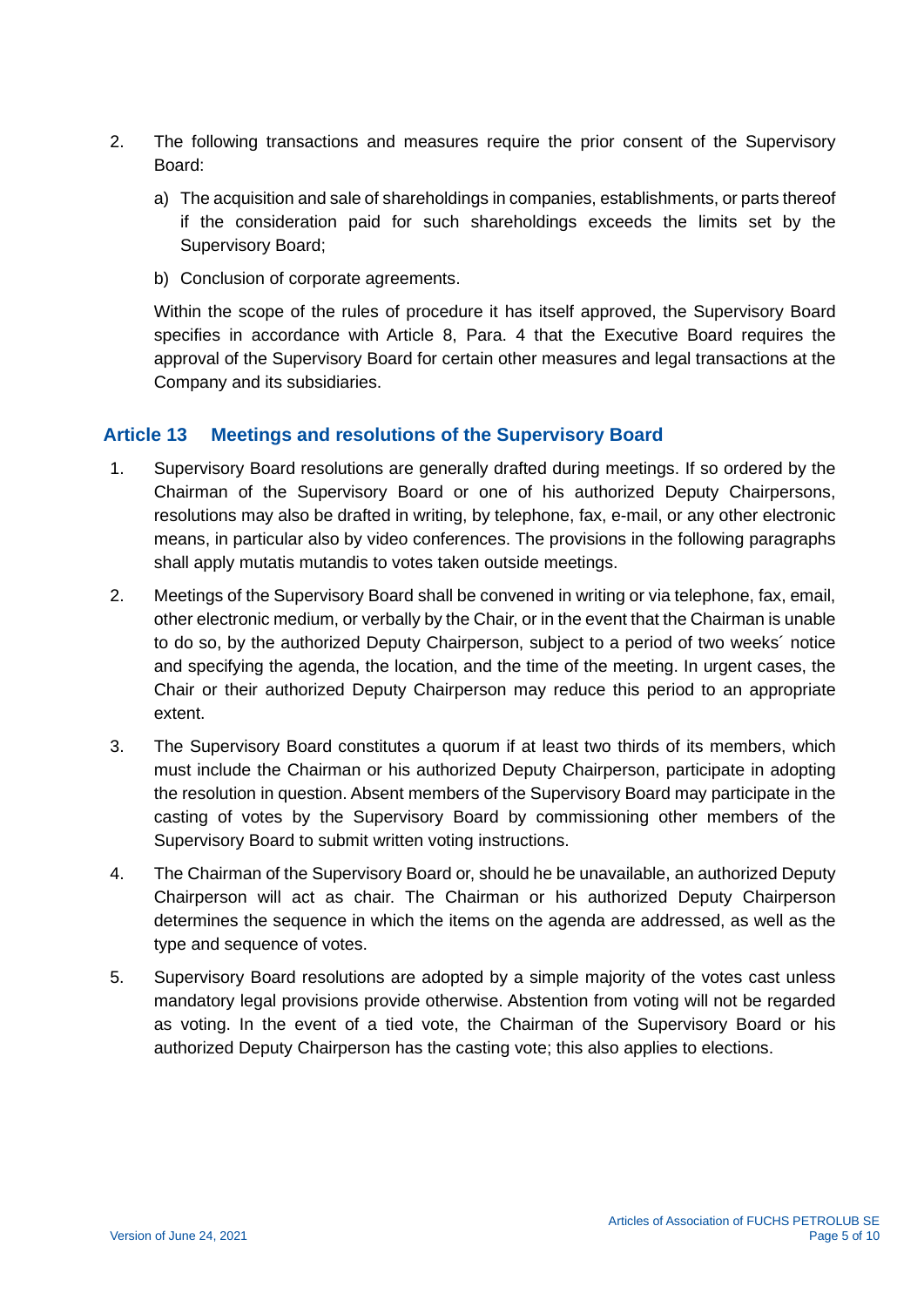2. The following transactions and measures require the prior consent of the Supervisory Board:

   a) The acquisition and sale of shareholdings in companies, establishments, or parts thereof if the consideration paid for such shareholdings exceeds the limits set by the Supervisory Board;

   b) Conclusion of corporate agreements.

   Within the scope of the rules of procedure it has itself approved, the Supervisory Board specifies in accordance with Article 8, Para. 4 that the Executive Board requires the approval of the Supervisory Board for certain other measures and legal transactions at the Company and its subsidiaries.

## Article 13 Meetings and resolutions of the Supervisory Board

1. Supervisory Board resolutions are generally drafted during meetings. If so ordered by the Chairman of the Supervisory Board or one of his authorized Deputy Chairpersons, resolutions may also be drafted in writing, by telephone, fax, e-mail, or any other electronic means, in particular also by video conferences. The provisions in the following paragraphs shall apply mutatis mutandis to votes taken outside meetings.

2. Meetings of the Supervisory Board shall be convened in writing or via telephone, fax, email, other electronic medium, or verbally by the Chair, or in the event that the Chairman is unable to do so, by the authorized Deputy Chairperson, subject to a period of two weeks´ notice and specifying the agenda, the location, and the time of the meeting. In urgent cases, the Chair or their authorized Deputy Chairperson may reduce this period to an appropriate extent.

3. The Supervisory Board constitutes a quorum if at least two thirds of its members, which must include the Chairman or his authorized Deputy Chairperson, participate in adopting the resolution in question. Absent members of the Supervisory Board may participate in the casting of votes by the Supervisory Board by commissioning other members of the Supervisory Board to submit written voting instructions.

4. The Chairman of the Supervisory Board or, should he be unavailable, an authorized Deputy Chairperson will act as chair. The Chairman or his authorized Deputy Chairperson determines the sequence in which the items on the agenda are addressed, as well as the type and sequence of votes.

5. Supervisory Board resolutions are adopted by a simple majority of the votes cast unless mandatory legal provisions provide otherwise. Abstention from voting will not be regarded as voting. In the event of a tied vote, the Chairman of the Supervisory Board or his authorized Deputy Chairperson has the casting vote; this also applies to elections.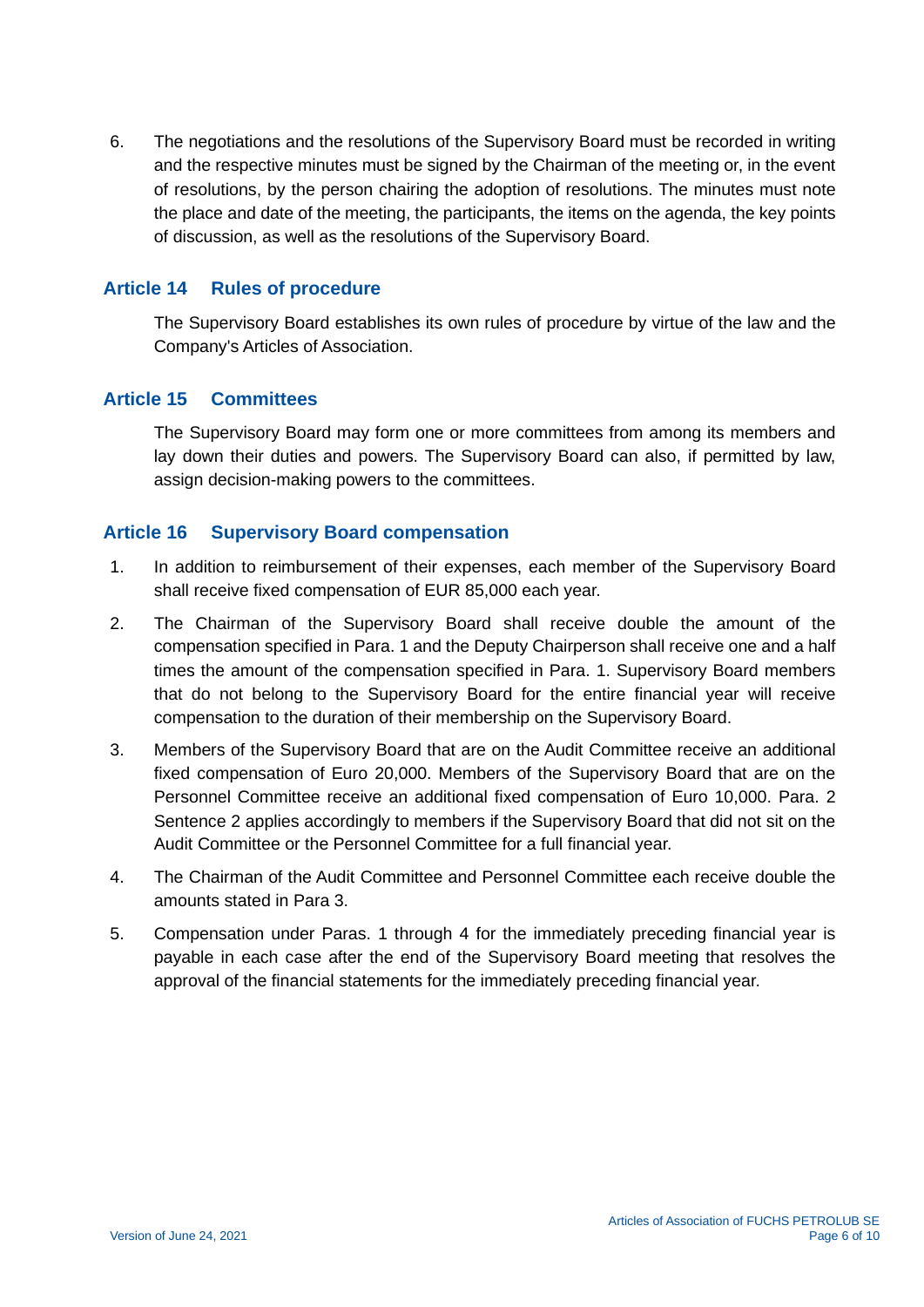6. The negotiations and the resolutions of the Supervisory Board must be recorded in writing and the respective minutes must be signed by the Chairman of the meeting or, in the event of resolutions, by the person chairing the adoption of resolutions. The minutes must note the place and date of the meeting, the participants, the items on the agenda, the key points of discussion, as well as the resolutions of the Supervisory Board.

## Article 14 Rules of procedure

The Supervisory Board establishes its own rules of procedure by virtue of the law and the Company's Articles of Association.

## Article 15 Committees

The Supervisory Board may form one or more committees from among its members and lay down their duties and powers. The Supervisory Board can also, if permitted by law, assign decision-making powers to the committees.

## Article 16 Supervisory Board compensation

1. In addition to reimbursement of their expenses, each member of the Supervisory Board shall receive fixed compensation of EUR 85,000 each year.
2. The Chairman of the Supervisory Board shall receive double the amount of the compensation specified in Para. 1 and the Deputy Chairperson shall receive one and a half times the amount of the compensation specified in Para. 1. Supervisory Board members that do not belong to the Supervisory Board for the entire financial year will receive compensation to the duration of their membership on the Supervisory Board.
3. Members of the Supervisory Board that are on the Audit Committee receive an additional fixed compensation of Euro 20,000. Members of the Supervisory Board that are on the Personnel Committee receive an additional fixed compensation of Euro 10,000. Para. 2 Sentence 2 applies accordingly to members if the Supervisory Board that did not sit on the Audit Committee or the Personnel Committee for a full financial year.
4. The Chairman of the Audit Committee and Personnel Committee each receive double the amounts stated in Para 3.
5. Compensation under Paras. 1 through 4 for the immediately preceding financial year is payable in each case after the end of the Supervisory Board meeting that resolves the approval of the financial statements for the immediately preceding financial year.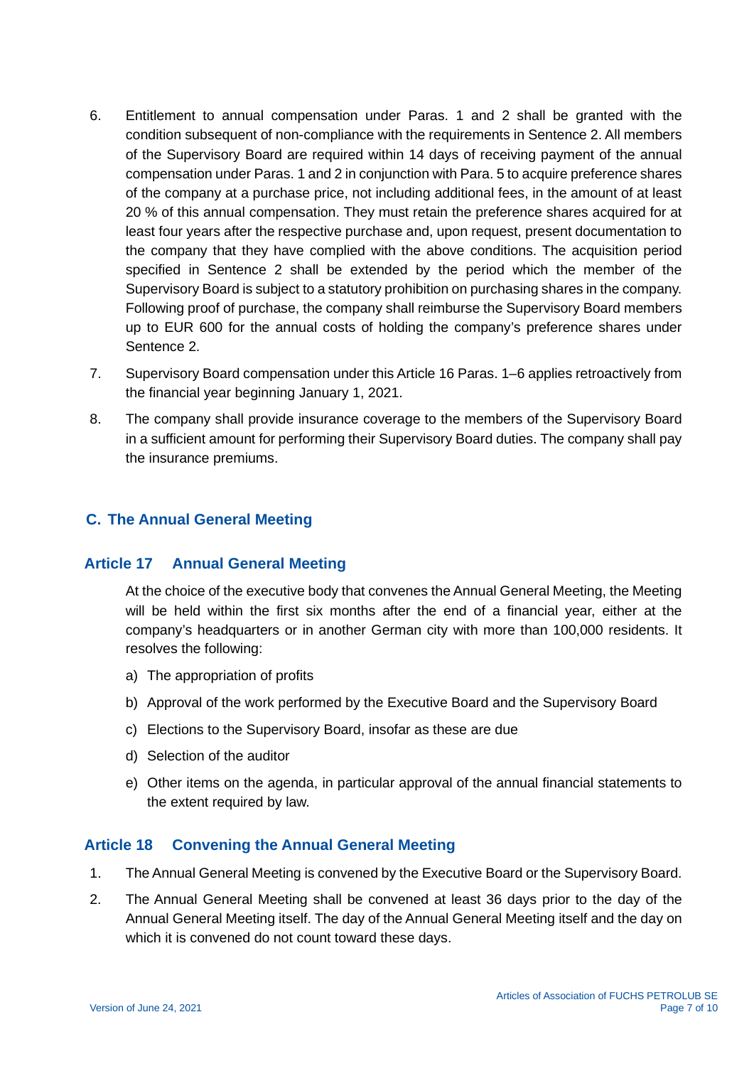6. Entitlement to annual compensation under Paras. 1 and 2 shall be granted with the condition subsequent of non-compliance with the requirements in Sentence 2. All members of the Supervisory Board are required within 14 days of receiving payment of the annual compensation under Paras. 1 and 2 in conjunction with Para. 5 to acquire preference shares of the company at a purchase price, not including additional fees, in the amount of at least 20 % of this annual compensation. They must retain the preference shares acquired for at least four years after the respective purchase and, upon request, present documentation to the company that they have complied with the above conditions. The acquisition period specified in Sentence 2 shall be extended by the period which the member of the Supervisory Board is subject to a statutory prohibition on purchasing shares in the company. Following proof of purchase, the company shall reimburse the Supervisory Board members up to EUR 600 for the annual costs of holding the company's preference shares under Sentence 2.

7. Supervisory Board compensation under this Article 16 Paras. 1–6 applies retroactively from the financial year beginning January 1, 2021.

8. The company shall provide insurance coverage to the members of the Supervisory Board in a sufficient amount for performing their Supervisory Board duties. The company shall pay the insurance premiums.

## C. The Annual General Meeting

### Article 17 Annual General Meeting

At the choice of the executive body that convenes the Annual General Meeting, the Meeting will be held within the first six months after the end of a financial year, either at the company's headquarters or in another German city with more than 100,000 residents. It resolves the following:

a) The appropriation of profits

b) Approval of the work performed by the Executive Board and the Supervisory Board

c) Elections to the Supervisory Board, insofar as these are due

d) Selection of the auditor

e) Other items on the agenda, in particular approval of the annual financial statements to the extent required by law.

### Article 18 Convening the Annual General Meeting

1. The Annual General Meeting is convened by the Executive Board or the Supervisory Board.

2. The Annual General Meeting shall be convened at least 36 days prior to the day of the Annual General Meeting itself. The day of the Annual General Meeting itself and the day on which it is convened do not count toward these days.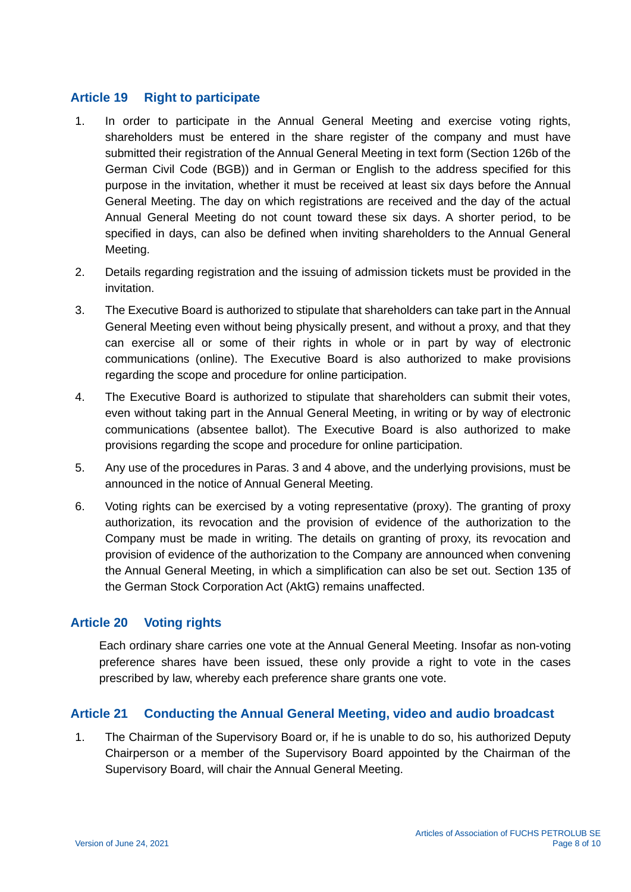## Article 19 Right to participate

1. In order to participate in the Annual General Meeting and exercise voting rights, shareholders must be entered in the share register of the company and must have submitted their registration of the Annual General Meeting in text form (Section 126b of the German Civil Code (BGB)) and in German or English to the address specified for this purpose in the invitation, whether it must be received at least six days before the Annual General Meeting. The day on which registrations are received and the day of the actual Annual General Meeting do not count toward these six days. A shorter period, to be specified in days, can also be defined when inviting shareholders to the Annual General Meeting.
2. Details regarding registration and the issuing of admission tickets must be provided in the invitation.
3. The Executive Board is authorized to stipulate that shareholders can take part in the Annual General Meeting even without being physically present, and without a proxy, and that they can exercise all or some of their rights in whole or in part by way of electronic communications (online). The Executive Board is also authorized to make provisions regarding the scope and procedure for online participation.
4. The Executive Board is authorized to stipulate that shareholders can submit their votes, even without taking part in the Annual General Meeting, in writing or by way of electronic communications (absentee ballot). The Executive Board is also authorized to make provisions regarding the scope and procedure for online participation.
5. Any use of the procedures in Paras. 3 and 4 above, and the underlying provisions, must be announced in the notice of Annual General Meeting.
6. Voting rights can be exercised by a voting representative (proxy). The granting of proxy authorization, its revocation and the provision of evidence of the authorization to the Company must be made in writing. The details on granting of proxy, its revocation and provision of evidence of the authorization to the Company are announced when convening the Annual General Meeting, in which a simplification can also be set out. Section 135 of the German Stock Corporation Act (AktG) remains unaffected.

## Article 20 Voting rights

Each ordinary share carries one vote at the Annual General Meeting. Insofar as non-voting preference shares have been issued, these only provide a right to vote in the cases prescribed by law, whereby each preference share grants one vote.

## Article 21 Conducting the Annual General Meeting, video and audio broadcast

1. The Chairman of the Supervisory Board or, if he is unable to do so, his authorized Deputy Chairperson or a member of the Supervisory Board appointed by the Chairman of the Supervisory Board, will chair the Annual General Meeting.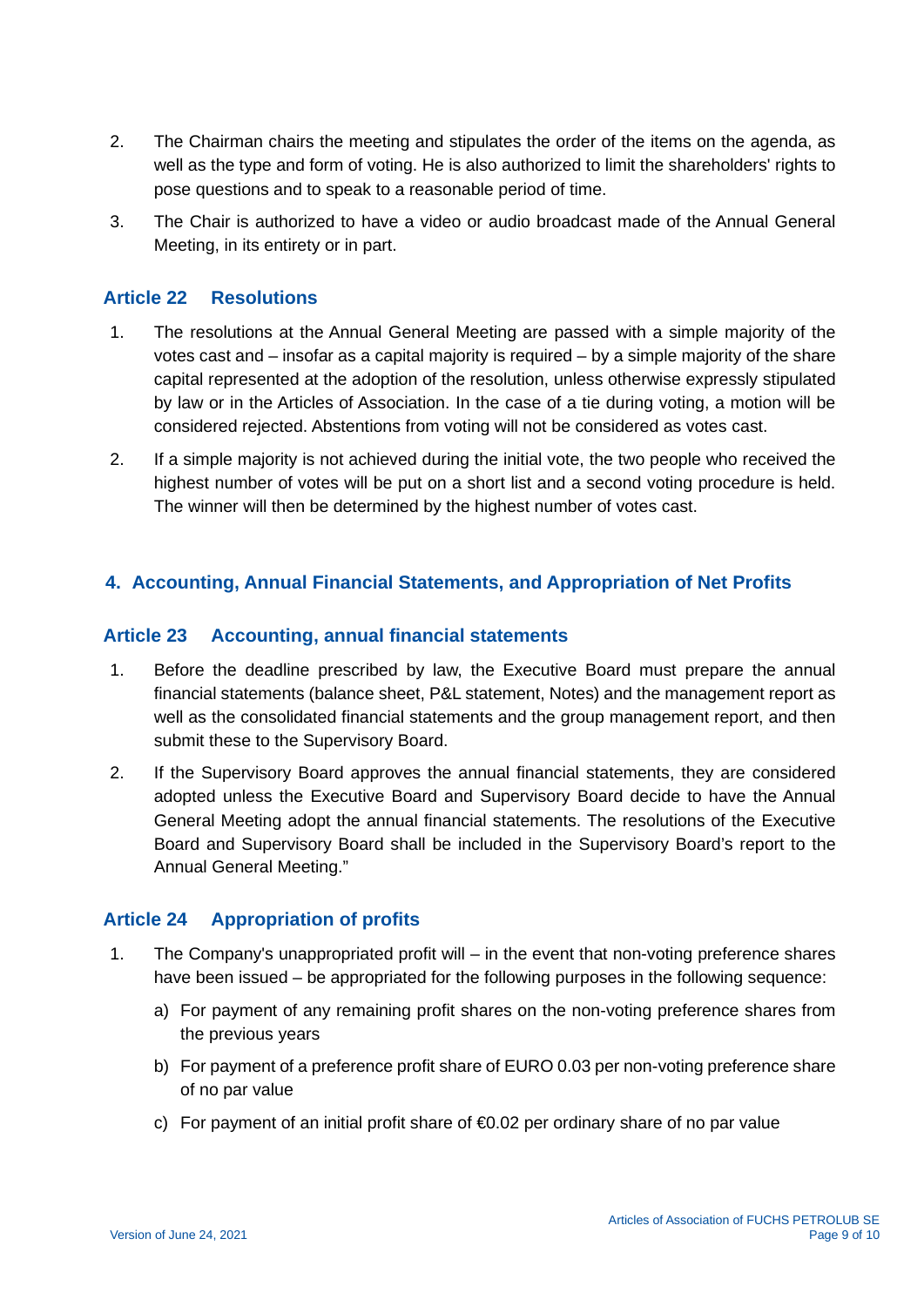2. The Chairman chairs the meeting and stipulates the order of the items on the agenda, as well as the type and form of voting. He is also authorized to limit the shareholders' rights to pose questions and to speak to a reasonable period of time.

3. The Chair is authorized to have a video or audio broadcast made of the Annual General Meeting, in its entirety or in part.

### Article 22 Resolutions

1. The resolutions at the Annual General Meeting are passed with a simple majority of the votes cast and – insofar as a capital majority is required – by a simple majority of the share capital represented at the adoption of the resolution, unless otherwise expressly stipulated by law or in the Articles of Association. In the case of a tie during voting, a motion will be considered rejected. Abstentions from voting will not be considered as votes cast.

2. If a simple majority is not achieved during the initial vote, the two people who received the highest number of votes will be put on a short list and a second voting procedure is held. The winner will then be determined by the highest number of votes cast.

## 4. Accounting, Annual Financial Statements, and Appropriation of Net Profits

### Article 23 Accounting, annual financial statements

1. Before the deadline prescribed by law, the Executive Board must prepare the annual financial statements (balance sheet, P&L statement, Notes) and the management report as well as the consolidated financial statements and the group management report, and then submit these to the Supervisory Board.

2. If the Supervisory Board approves the annual financial statements, they are considered adopted unless the Executive Board and Supervisory Board decide to have the Annual General Meeting adopt the annual financial statements. The resolutions of the Executive Board and Supervisory Board shall be included in the Supervisory Board's report to the Annual General Meeting."

### Article 24 Appropriation of profits

1. The Company's unappropriated profit will – in the event that non-voting preference shares have been issued – be appropriated for the following purposes in the following sequence:

   a) For payment of any remaining profit shares on the non-voting preference shares from the previous years

   b) For payment of a preference profit share of EURO 0.03 per non-voting preference share of no par value

   c) For payment of an initial profit share of €0.02 per ordinary share of no par value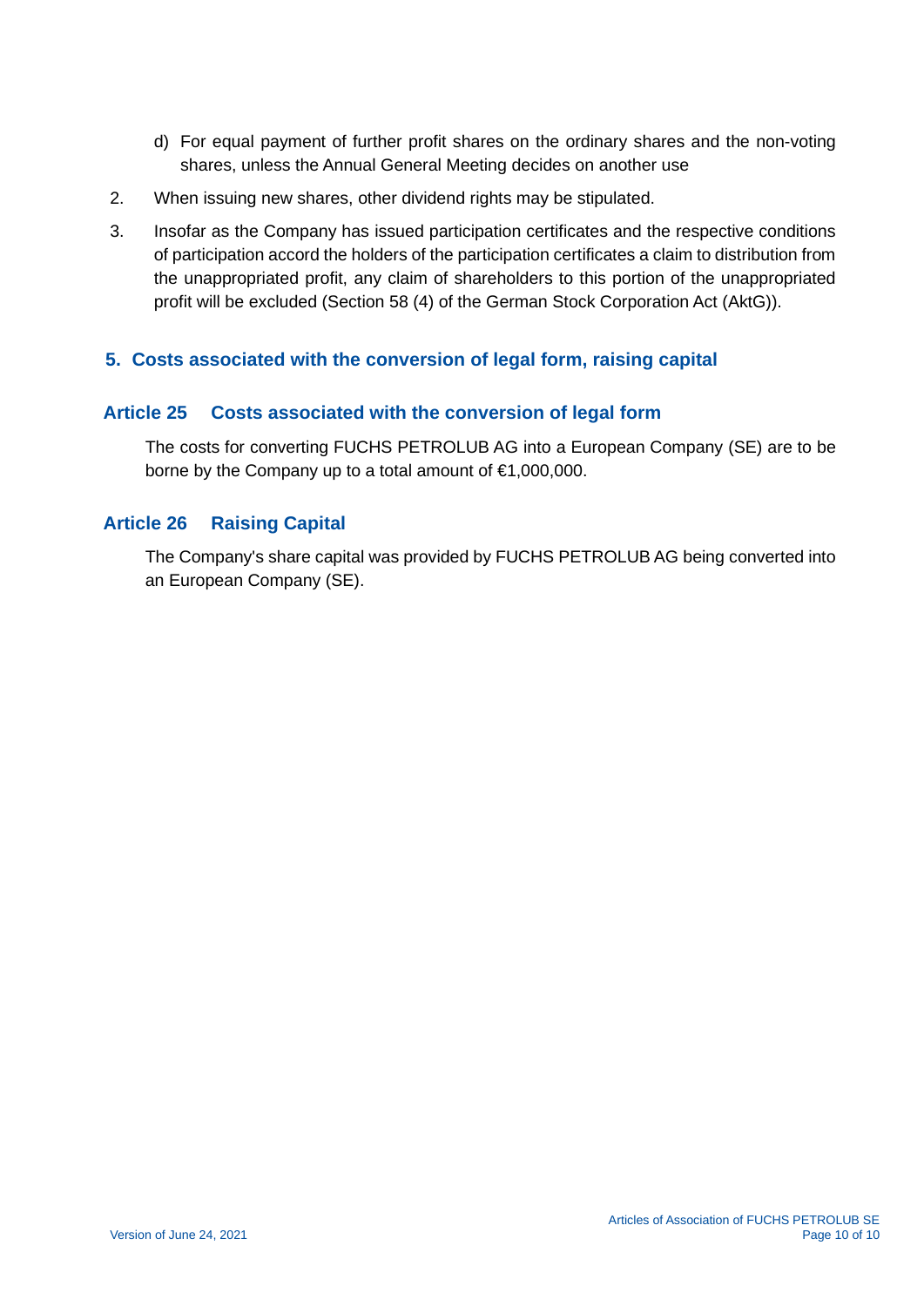d) For equal payment of further profit shares on the ordinary shares and the non-voting shares, unless the Annual General Meeting decides on another use

2. When issuing new shares, other dividend rights may be stipulated.

3. Insofar as the Company has issued participation certificates and the respective conditions of participation accord the holders of the participation certificates a claim to distribution from the unappropriated profit, any claim of shareholders to this portion of the unappropriated profit will be excluded (Section 58 (4) of the German Stock Corporation Act (AktG)).

## 5. Costs associated with the conversion of legal form, raising capital

### Article 25 Costs associated with the conversion of legal form

The costs for converting FUCHS PETROLUB AG into a European Company (SE) are to be borne by the Company up to a total amount of €1,000,000.

### Article 26 Raising Capital

The Company's share capital was provided by FUCHS PETROLUB AG being converted into an European Company (SE).